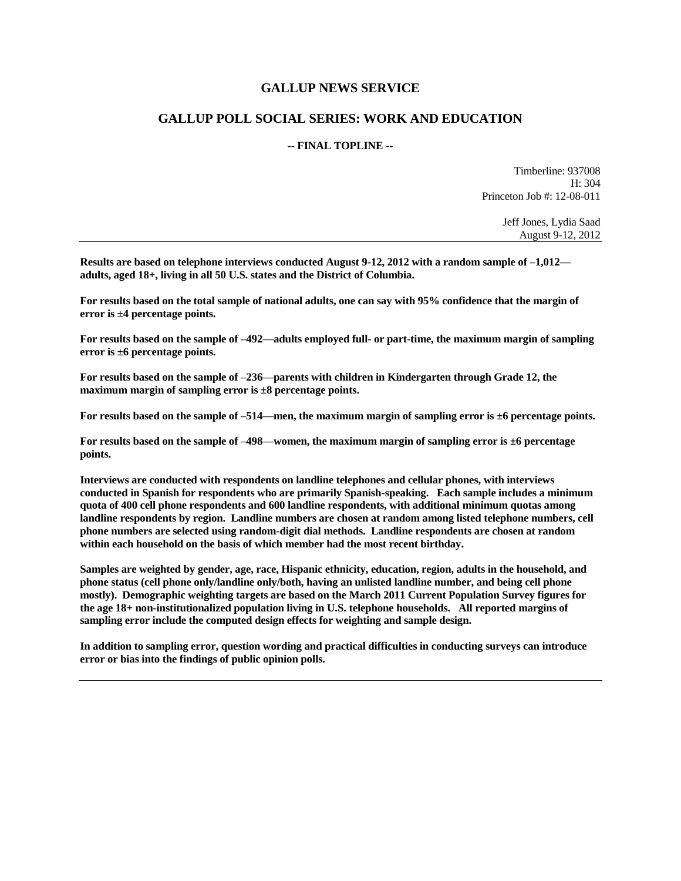# GALLUP NEWS SERVICE

## GALLUP POLL SOCIAL SERIES: WORK AND EDUCATION

**-- FINAL TOPLINE --**

Timberline: 937008
H: 304
Princeton Job #: 12-08-011

Jeff Jones, Lydia Saad
August 9-12, 2012

---

**Results are based on telephone interviews conducted August 9-12, 2012 with a random sample of –1,012—adults, aged 18+, living in all 50 U.S. states and the District of Columbia.**

**For results based on the total sample of national adults, one can say with 95% confidence that the margin of error is ±4 percentage points.**

**For results based on the sample of –492—adults employed full- or part-time, the maximum margin of sampling error is ±6 percentage points.**

**For results based on the sample of –236—parents with children in Kindergarten through Grade 12, the maximum margin of sampling error is ±8 percentage points.**

**For results based on the sample of –514—men, the maximum margin of sampling error is ±6 percentage points.**

**For results based on the sample of –498—women, the maximum margin of sampling error is ±6 percentage points.**

**Interviews are conducted with respondents on landline telephones and cellular phones, with interviews conducted in Spanish for respondents who are primarily Spanish-speaking. Each sample includes a minimum quota of 400 cell phone respondents and 600 landline respondents, with additional minimum quotas among landline respondents by region. Landline numbers are chosen at random among listed telephone numbers, cell phone numbers are selected using random-digit dial methods. Landline respondents are chosen at random within each household on the basis of which member had the most recent birthday.**

**Samples are weighted by gender, age, race, Hispanic ethnicity, education, region, adults in the household, and phone status (cell phone only/landline only/both, having an unlisted landline number, and being cell phone mostly). Demographic weighting targets are based on the March 2011 Current Population Survey figures for the age 18+ non-institutionalized population living in U.S. telephone households. All reported margins of sampling error include the computed design effects for weighting and sample design.**

**In addition to sampling error, question wording and practical difficulties in conducting surveys can introduce error or bias into the findings of public opinion polls.**

---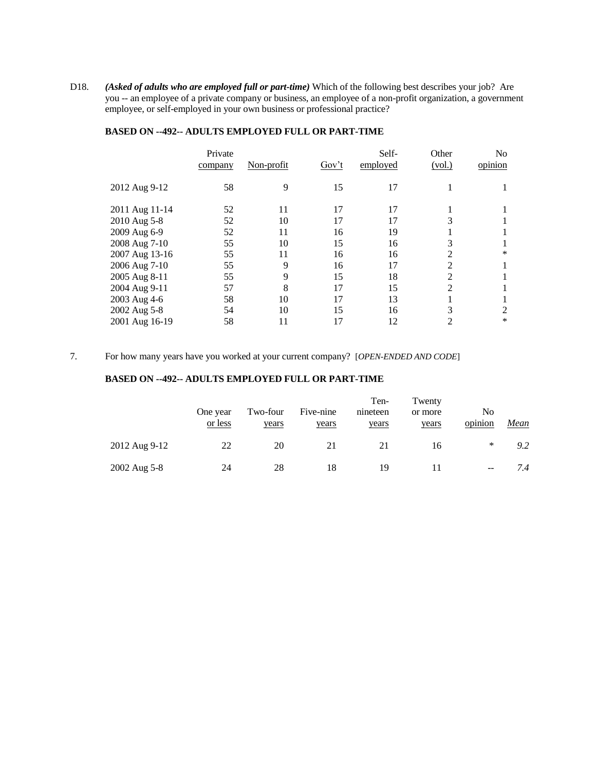D18. ***(Asked of adults who are employed full or part-time)*** Which of the following best describes your job? Are you -- an employee of a private company or business, an employee of a non-profit organization, a government employee, or self-employed in your own business or professional practice?

**BASED ON --492-- ADULTS EMPLOYED FULL OR PART-TIME**

| | Private company | Non-profit | Gov't | Self-employed | Other (vol.) | No opinion |
|---|---|---|---|---|---|---|
| 2012 Aug 9-12 | 58 | 9 | 15 | 17 | 1 | 1 |
| 2011 Aug 11-14 | 52 | 11 | 17 | 17 | 1 | 1 |
| 2010 Aug 5-8 | 52 | 10 | 17 | 17 | 3 | 1 |
| 2009 Aug 6-9 | 52 | 11 | 16 | 19 | 1 | 1 |
| 2008 Aug 7-10 | 55 | 10 | 15 | 16 | 3 | 1 |
| 2007 Aug 13-16 | 55 | 11 | 16 | 16 | 2 | * |
| 2006 Aug 7-10 | 55 | 9 | 16 | 17 | 2 | 1 |
| 2005 Aug 8-11 | 55 | 9 | 15 | 18 | 2 | 1 |
| 2004 Aug 9-11 | 57 | 8 | 17 | 15 | 2 | 1 |
| 2003 Aug 4-6 | 58 | 10 | 17 | 13 | 1 | 1 |
| 2002 Aug 5-8 | 54 | 10 | 15 | 16 | 3 | 2 |
| 2001 Aug 16-19 | 58 | 11 | 17 | 12 | 2 | * |

7. For how many years have you worked at your current company? [*OPEN-ENDED AND CODE*]

**BASED ON --492-- ADULTS EMPLOYED FULL OR PART-TIME**

| | One year or less | Two-four years | Five-nine years | Ten-nineteen years | Twenty or more years | No opinion | *Mean* |
|---|---|---|---|---|---|---|---|
| 2012 Aug 9-12 | 22 | 20 | 21 | 21 | 16 | * | *9.2* |
| 2002 Aug 5-8 | 24 | 28 | 18 | 19 | 11 | -- | *7.4* |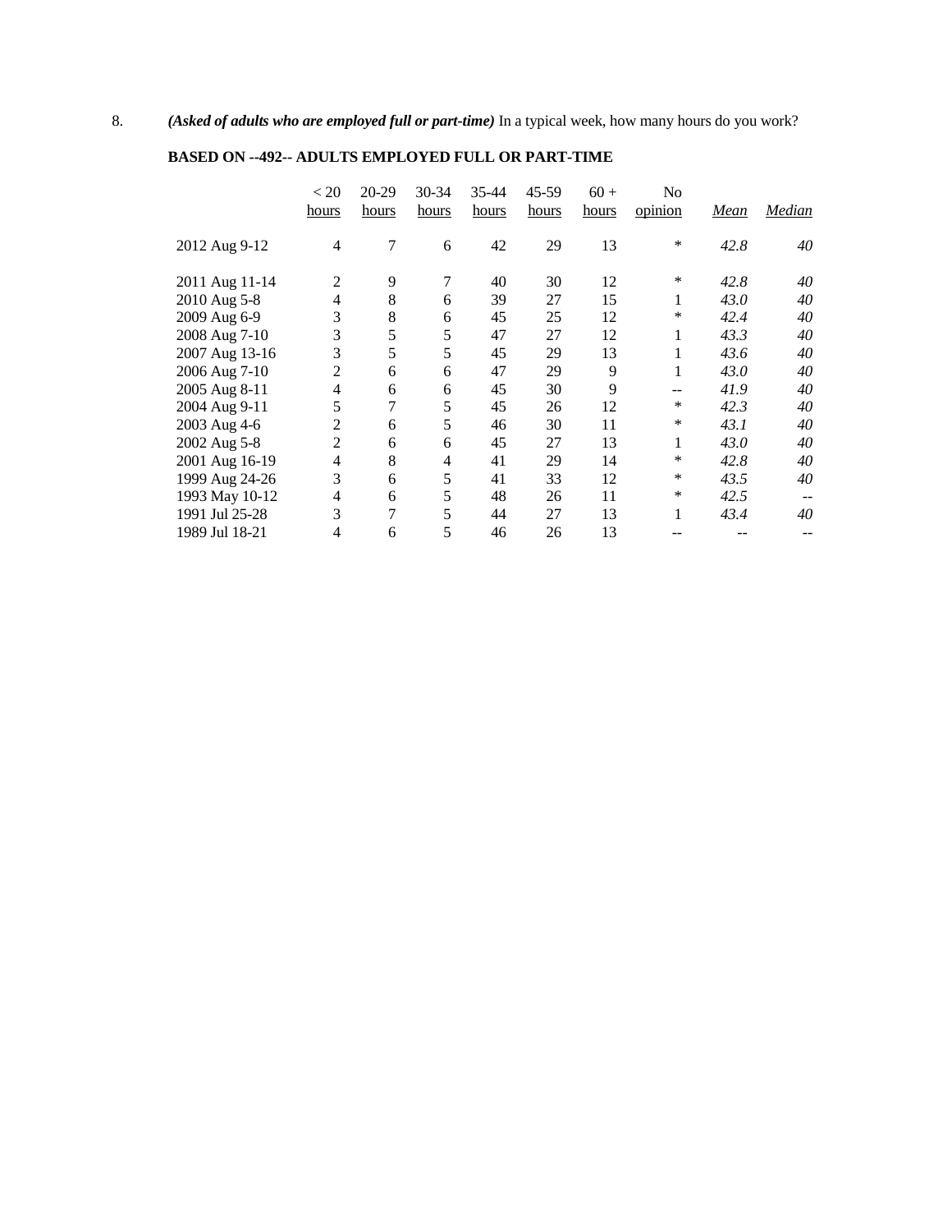8. ***(Asked of adults who are employed full or part-time)*** In a typical week, how many hours do you work?

**BASED ON --492-- ADULTS EMPLOYED FULL OR PART-TIME**

| | < 20 hours | 20-29 hours | 30-34 hours | 35-44 hours | 45-59 hours | 60 + hours | No opinion | *Mean* | *Median* |
|---|---|---|---|---|---|---|---|---|---|
| 2012 Aug 9-12 | 4 | 7 | 6 | 42 | 29 | 13 | * | *42.8* | *40* |
| 2011 Aug 11-14 | 2 | 9 | 7 | 40 | 30 | 12 | * | *42.8* | *40* |
| 2010 Aug 5-8 | 4 | 8 | 6 | 39 | 27 | 15 | 1 | *43.0* | *40* |
| 2009 Aug 6-9 | 3 | 8 | 6 | 45 | 25 | 12 | * | *42.4* | *40* |
| 2008 Aug 7-10 | 3 | 5 | 5 | 47 | 27 | 12 | 1 | *43.3* | *40* |
| 2007 Aug 13-16 | 3 | 5 | 5 | 45 | 29 | 13 | 1 | *43.6* | *40* |
| 2006 Aug 7-10 | 2 | 6 | 6 | 47 | 29 | 9 | 1 | *43.0* | *40* |
| 2005 Aug 8-11 | 4 | 6 | 6 | 45 | 30 | 9 | -- | *41.9* | *40* |
| 2004 Aug 9-11 | 5 | 7 | 5 | 45 | 26 | 12 | * | *42.3* | *40* |
| 2003 Aug 4-6 | 2 | 6 | 5 | 46 | 30 | 11 | * | *43.1* | *40* |
| 2002 Aug 5-8 | 2 | 6 | 6 | 45 | 27 | 13 | 1 | *43.0* | *40* |
| 2001 Aug 16-19 | 4 | 8 | 4 | 41 | 29 | 14 | * | *42.8* | *40* |
| 1999 Aug 24-26 | 3 | 6 | 5 | 41 | 33 | 12 | * | *43.5* | *40* |
| 1993 May 10-12 | 4 | 6 | 5 | 48 | 26 | 11 | * | *42.5* | -- |
| 1991 Jul 25-28 | 3 | 7 | 5 | 44 | 27 | 13 | 1 | *43.4* | *40* |
| 1989 Jul 18-21 | 4 | 6 | 5 | 46 | 26 | 13 | -- | -- | -- |